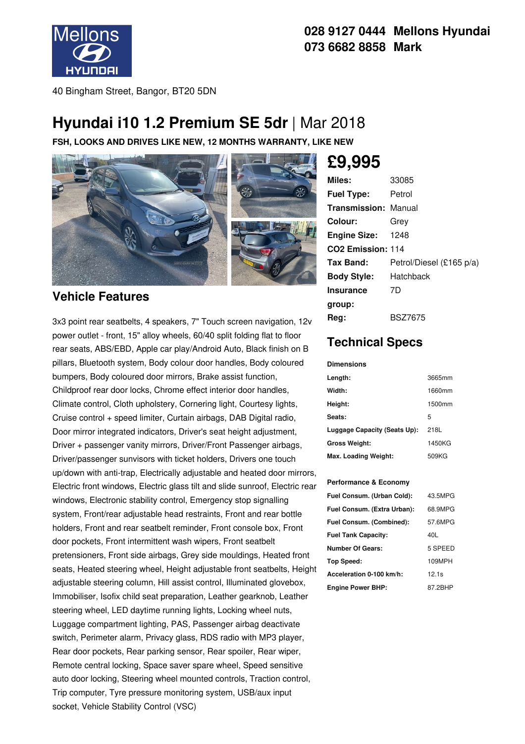Mellons HYUNDAI

**028 9127 0444 Mellons Hyundai**
**073 6682 8858 Mark**

40 Bingham Street, Bangor, BT20 5DN

# Hyundai i10 1.2 Premium SE 5dr | Mar 2018

**FSH, LOOKS AND DRIVES LIKE NEW, 12 MONTHS WARRANTY, LIKE NEW**

## £9,995

| | |
|---|---|
| **Miles:** | 33085 |
| **Fuel Type:** | Petrol |
| **Transmission:** | Manual |
| **Colour:** | Grey |
| **Engine Size:** | 1248 |
| **CO2 Emission:** | 114 |
| **Tax Band:** | Petrol/Diesel (£165 p/a) |
| **Body Style:** | Hatchback |
| **Insurance group:** | 7D |
| **Reg:** | BSZ7675 |

## Vehicle Features

3x3 point rear seatbelts, 4 speakers, 7" Touch screen navigation, 12v power outlet - front, 15" alloy wheels, 60/40 split folding flat to floor rear seats, ABS/EBD, Apple car play/Android Auto, Black finish on B pillars, Bluetooth system, Body colour door handles, Body coloured bumpers, Body coloured door mirrors, Brake assist function, Childproof rear door locks, Chrome effect interior door handles, Climate control, Cloth upholstery, Cornering light, Courtesy lights, Cruise control + speed limiter, Curtain airbags, DAB Digital radio, Door mirror integrated indicators, Driver's seat height adjustment, Driver + passenger vanity mirrors, Driver/Front Passenger airbags, Driver/passenger sunvisors with ticket holders, Drivers one touch up/down with anti-trap, Electrically adjustable and heated door mirrors, Electric front windows, Electric glass tilt and slide sunroof, Electric rear windows, Electronic stability control, Emergency stop signalling system, Front/rear adjustable head restraints, Front and rear bottle holders, Front and rear seatbelt reminder, Front console box, Front door pockets, Front intermittent wash wipers, Front seatbelt pretensioners, Front side airbags, Grey side mouldings, Heated front seats, Heated steering wheel, Height adjustable front seatbelts, Height adjustable steering column, Hill assist control, Illuminated glovebox, Immobiliser, Isofix child seat preparation, Leather gearknob, Leather steering wheel, LED daytime running lights, Locking wheel nuts, Luggage compartment lighting, PAS, Passenger airbag deactivate switch, Perimeter alarm, Privacy glass, RDS radio with MP3 player, Rear door pockets, Rear parking sensor, Rear spoiler, Rear wiper, Remote central locking, Space saver spare wheel, Speed sensitive auto door locking, Steering wheel mounted controls, Traction control, Trip computer, Tyre pressure monitoring system, USB/aux input socket, Vehicle Stability Control (VSC)

## Technical Specs

### Dimensions

| | |
|---|---|
| **Length:** | 3665mm |
| **Width:** | 1660mm |
| **Height:** | 1500mm |
| **Seats:** | 5 |
| **Luggage Capacity (Seats Up):** | 218L |
| **Gross Weight:** | 1450KG |
| **Max. Loading Weight:** | 509KG |

### Performance & Economy

| | |
|---|---|
| **Fuel Consum. (Urban Cold):** | 43.5MPG |
| **Fuel Consum. (Extra Urban):** | 68.9MPG |
| **Fuel Consum. (Combined):** | 57.6MPG |
| **Fuel Tank Capacity:** | 40L |
| **Number Of Gears:** | 5 SPEED |
| **Top Speed:** | 109MPH |
| **Acceleration 0-100 km/h:** | 12.1s |
| **Engine Power BHP:** | 87.2BHP |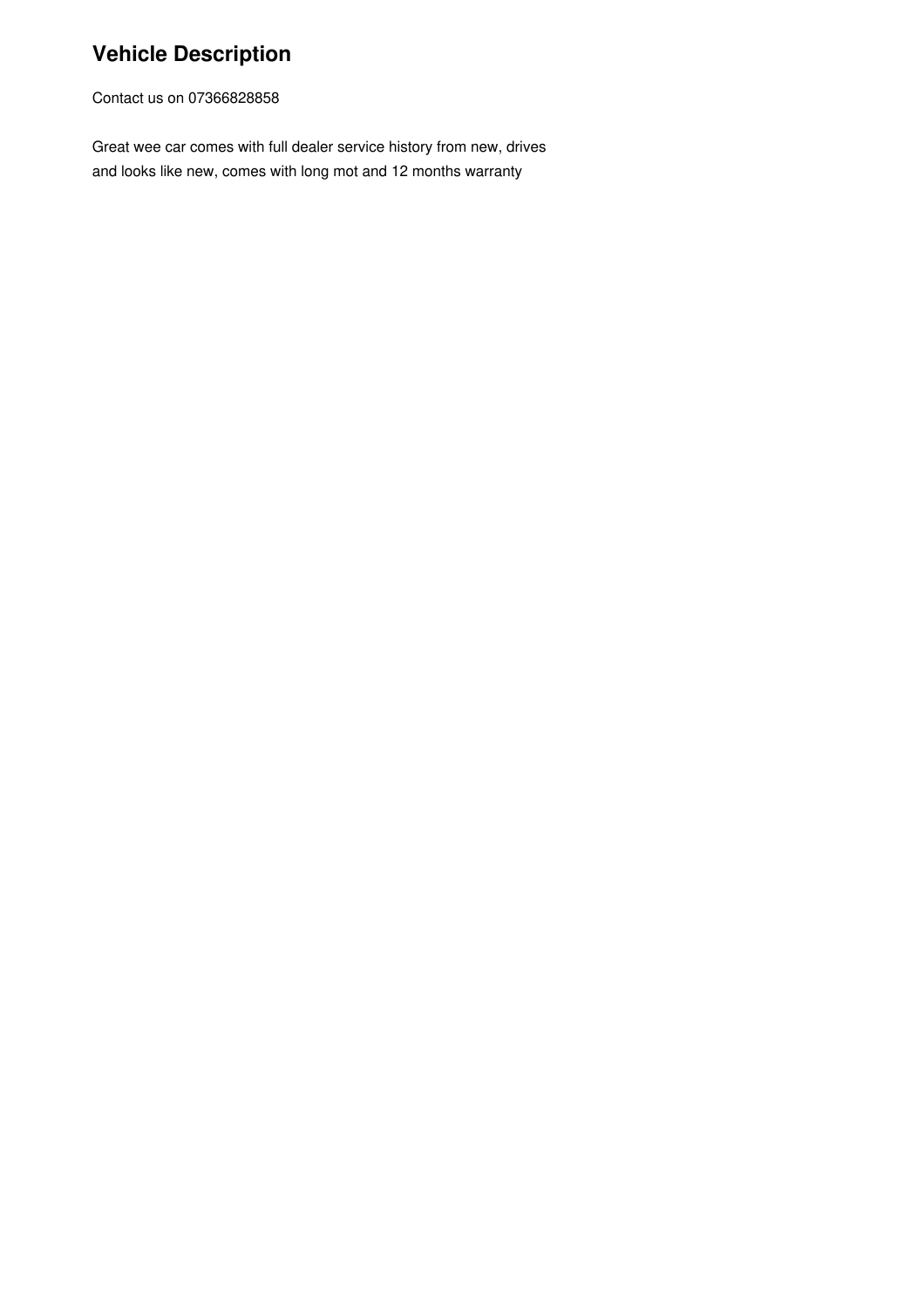## Vehicle Description

Contact us on 07366828858

Great wee car comes with full dealer service history from new, drives and looks like new, comes with long mot and 12 months warranty